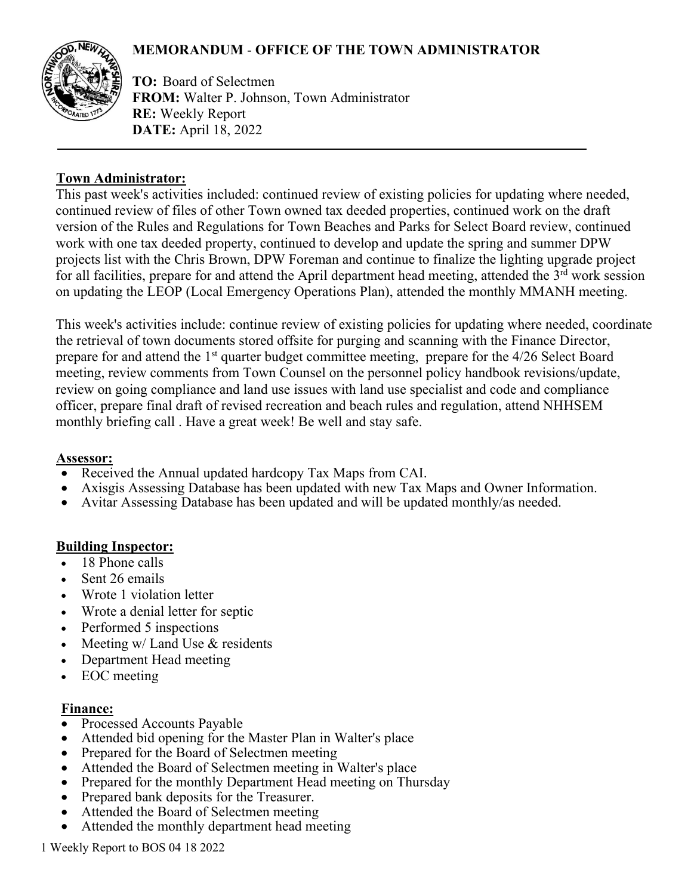# MEMORANDUM - OFFICE OF THE TOWN ADMINISTRATOR

**TO:** Board of Selectmen
**FROM:** Walter P. Johnson, Town Administrator
**RE:** Weekly Report
**DATE:** April 18, 2022

---

## Town Administrator:

This past week's activities included: continued review of existing policies for updating where needed, continued review of files of other Town owned tax deeded properties, continued work on the draft version of the Rules and Regulations for Town Beaches and Parks for Select Board review, continued work with one tax deeded property, continued to develop and update the spring and summer DPW projects list with the Chris Brown, DPW Foreman and continue to finalize the lighting upgrade project for all facilities, prepare for and attend the April department head meeting, attended the 3rd work session on updating the LEOP (Local Emergency Operations Plan), attended the monthly MMANH meeting.

This week's activities include: continue review of existing policies for updating where needed, coordinate the retrieval of town documents stored offsite for purging and scanning with the Finance Director, prepare for and attend the 1st quarter budget committee meeting, prepare for the 4/26 Select Board meeting, review comments from Town Counsel on the personnel policy handbook revisions/update, review on going compliance and land use issues with land use specialist and code and compliance officer, prepare final draft of revised recreation and beach rules and regulation, attend NHHSEM monthly briefing call . Have a great week! Be well and stay safe.

## Assessor:

- Received the Annual updated hardcopy Tax Maps from CAI.
- Axisgis Assessing Database has been updated with new Tax Maps and Owner Information.
- Avitar Assessing Database has been updated and will be updated monthly/as needed.

## Building Inspector:

- 18 Phone calls
- Sent 26 emails
- Wrote 1 violation letter
- Wrote a denial letter for septic
- Performed 5 inspections
- Meeting w/ Land Use & residents
- Department Head meeting
- EOC meeting

## Finance:

- Processed Accounts Payable
- Attended bid opening for the Master Plan in Walter's place
- Prepared for the Board of Selectmen meeting
- Attended the Board of Selectmen meeting in Walter's place
- Prepared for the monthly Department Head meeting on Thursday
- Prepared bank deposits for the Treasurer.
- Attended the Board of Selectmen meeting
- Attended the monthly department head meeting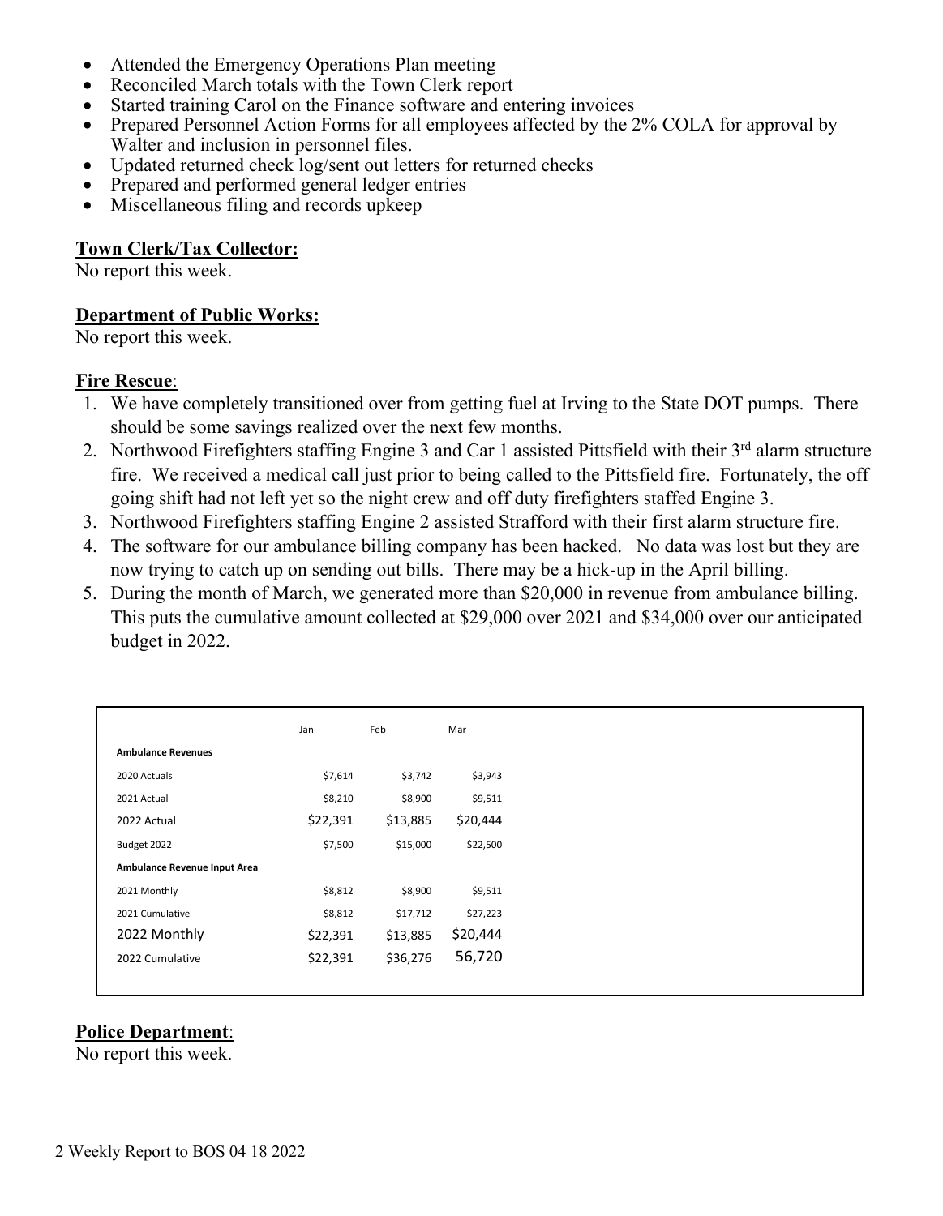- Attended the Emergency Operations Plan meeting
- Reconciled March totals with the Town Clerk report
- Started training Carol on the Finance software and entering invoices
- Prepared Personnel Action Forms for all employees affected by the 2% COLA for approval by Walter and inclusion in personnel files.
- Updated returned check log/sent out letters for returned checks
- Prepared and performed general ledger entries
- Miscellaneous filing and records upkeep

**Town Clerk/Tax Collector:**
No report this week.

**Department of Public Works:**
No report this week.

**Fire Rescue**:

1. We have completely transitioned over from getting fuel at Irving to the State DOT pumps. There should be some savings realized over the next few months.
2. Northwood Firefighters staffing Engine 3 and Car 1 assisted Pittsfield with their 3rd alarm structure fire. We received a medical call just prior to being called to the Pittsfield fire. Fortunately, the off going shift had not left yet so the night crew and off duty firefighters staffed Engine 3.
3. Northwood Firefighters staffing Engine 2 assisted Strafford with their first alarm structure fire.
4. The software for our ambulance billing company has been hacked. No data was lost but they are now trying to catch up on sending out bills. There may be a hick-up in the April billing.
5. During the month of March, we generated more than $20,000 in revenue from ambulance billing. This puts the cumulative amount collected at $29,000 over 2021 and $34,000 over our anticipated budget in 2022.

| | Jan | Feb | Mar |
|---|---|---|---|
| **Ambulance Revenues** | | | |
| 2020 Actuals | $7,614 | $3,742 | $3,943 |
| 2021 Actual | $8,210 | $8,900 | $9,511 |
| 2022 Actual | $22,391 | $13,885 | $20,444 |
| Budget 2022 | $7,500 | $15,000 | $22,500 |
| **Ambulance Revenue Input Area** | | | |
| 2021 Monthly | $8,812 | $8,900 | $9,511 |
| 2021 Cumulative | $8,812 | $17,712 | $27,223 |
| 2022 Monthly | $22,391 | $13,885 | $20,444 |
| 2022 Cumulative | $22,391 | $36,276 | 56,720 |

**Police Department**:
No report this week.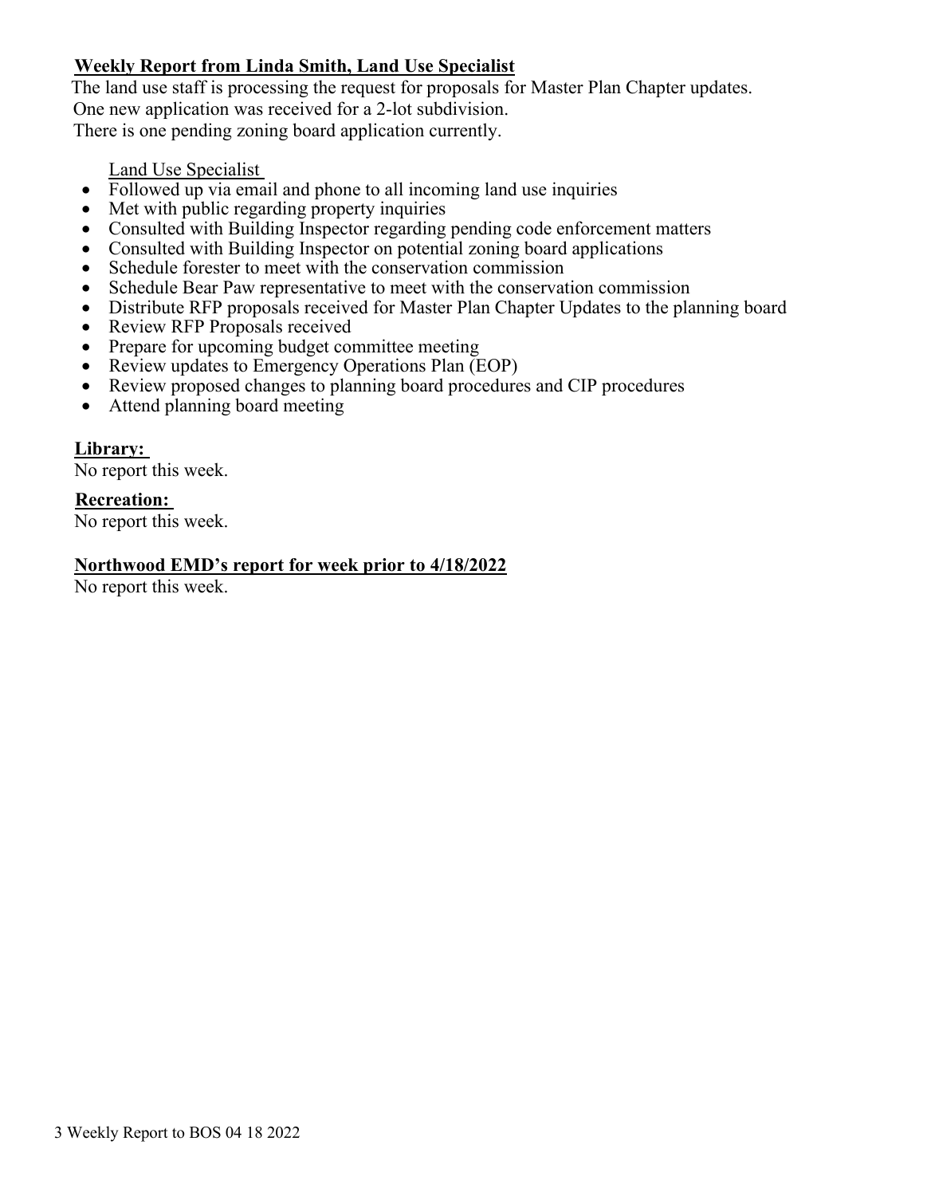**Weekly Report from Linda Smith, Land Use Specialist**

The land use staff is processing the request for proposals for Master Plan Chapter updates.
One new application was received for a 2-lot subdivision.
There is one pending zoning board application currently.

Land Use Specialist

- Followed up via email and phone to all incoming land use inquiries
- Met with public regarding property inquiries
- Consulted with Building Inspector regarding pending code enforcement matters
- Consulted with Building Inspector on potential zoning board applications
- Schedule forester to meet with the conservation commission
- Schedule Bear Paw representative to meet with the conservation commission
- Distribute RFP proposals received for Master Plan Chapter Updates to the planning board
- Review RFP Proposals received
- Prepare for upcoming budget committee meeting
- Review updates to Emergency Operations Plan (EOP)
- Review proposed changes to planning board procedures and CIP procedures
- Attend planning board meeting

**Library:**

No report this week.

**Recreation:**

No report this week.

**Northwood EMD's report for week prior to 4/18/2022**

No report this week.